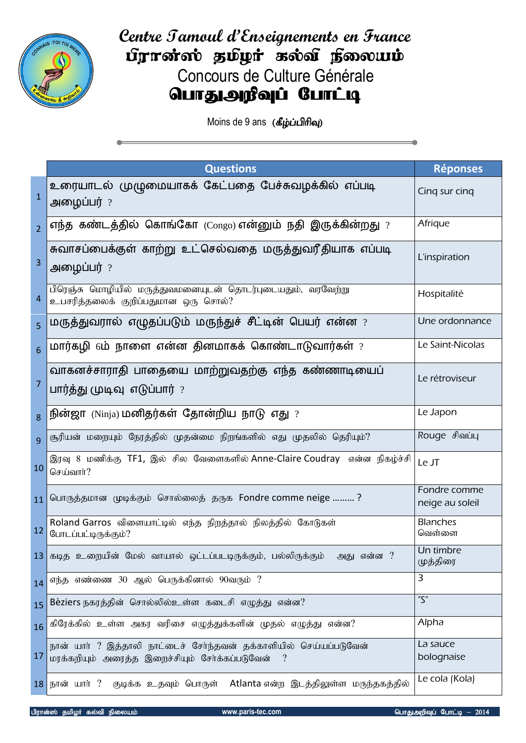# Centre Tamoul d'Enseignements en France
# பிரான்ஸ் தமிழர் கல்வி நிலையம்
## Concours de Culture Générale
# பொதுஅறிவுப் போட்டி

Moins de 9 ans ***(கீழ்ப்பிரிவு)***

| | Questions | Réponses |
|---|---|---|
| 1 | உரையாடல் முழுமையாகக் கேட்பதை பேச்சுவழக்கில் எப்படி அழைப்பர் ? | Cinq sur cinq |
| 2 | எந்த கண்டத்தில் கொங்கோ (Congo) என்னும் நதி இருக்கின்றது ? | Afrique |
| 3 | சுவாசப்பைக்குள் காற்று உட்செல்வதை மருத்துவரீதியாக எப்படி அழைப்பர் ? | L'inspiration |
| 4 | பிரெஞ்சு மொழியில் மருத்துவமனையுடன் தொடர்புடையதும், வரவேற்று உபசரித்தலைக் குறிப்பதுமான ஒரு சொல்? | Hospitalité |
| 5 | மருத்துவரால் எழுதப்படும் மருந்துச் சீட்டின் பெயர் என்ன ? | Une ordonnance |
| 6 | மார்கழி 6ம் நாளை என்ன தினமாகக் கொண்டாடுவார்கள் ? | Le Saint-Nicolas |
| 7 | வாகனச்சாராதி பாதையை மாற்றுவதற்கு எந்த கண்ணாடியைப் பார்த்து முடிவு எடுப்பார் ? | Le rétroviseur |
| 8 | நின்ஜா (Ninja) மனிதர்கள் தோன்றிய நாடு எது ? | Le Japon |
| 9 | சூரியன் மறையும் நேரத்தில் முதன்மை நிறங்களில் எது முதலில் தெரியும்? | Rouge சிவப்பு |
| 10 | இரவு 8 மணிக்கு TF1, இல் சில வேளைகளில் Anne-Claire Coudray என்ன நிகழ்ச்சி செய்வார்? | Le JT |
| 11 | பொருத்தமான முடிக்கும் சொல்லைத் தருக Fondre comme neige ......... ? | Fondre comme neige au soleil |
| 12 | Roland Garros விளையாட்டில் எந்த நிறத்தால் நிலத்தில் கோடுகள் போடப்பட்டிருக்கும்? | Blanches வெள்ளை |
| 13 | கடித உறையின் மேல் வாயால் ஒட்டப்பபடிருக்கும், பல்லிருக்கும் அது என்ன ? | Un timbre முத்திரை |
| 14 | எந்த எண்ணை 30 ஆல் பெருக்கினால் 90வரும் ? | 3 |
| 15 | Bèziers நகரத்தின் சொல்லில்உள்ள கடைசி எழுத்து என்ன? | "S" |
| 16 | கிரேக்கில் உள்ள அகர வரிசை எழுத்துக்களின் முதல் எழுத்து என்ன? | Alpha |
| 17 | நான் யார் ? இத்தாலி நாட்டைச் சேர்ந்தவன் தக்காளியில் செய்யப்படுவேன் மரக்கறியும் அரைத்த இறைச்சியும் சேர்க்கப்படுவேன் ? | La sauce bolognaise |
| 18 | நான் யார் ? குடிக்க உதவும் பொருள் Atlanta என்ற இடத்திலுள்ள மருந்தகத்தில் | Le cola (Kola) |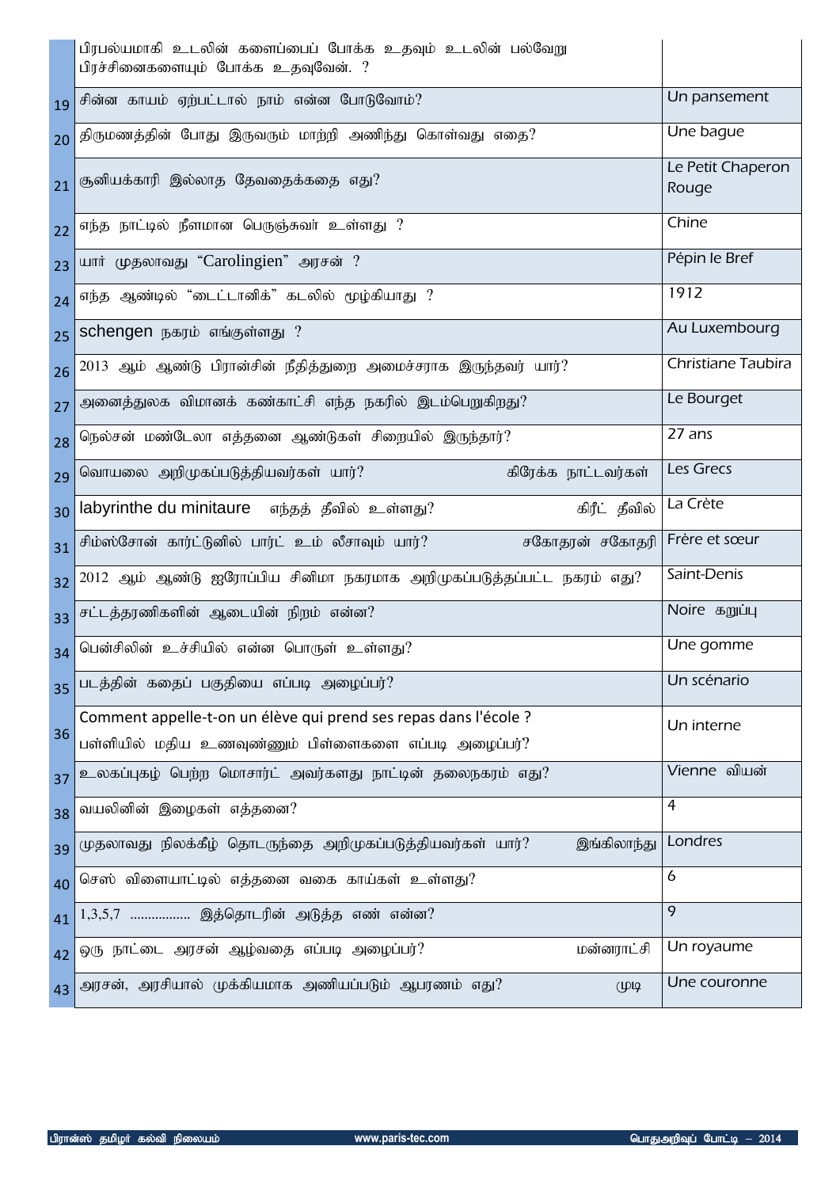| | | |
|---|---|---|
| | பிரபல்யமாகி உடலின் களைப்பைப் போக்க உதவும் உடலின் பல்வேறு பிரச்சினைகளையும் போக்க உதவுவேன். ? | |
| 19 | சின்ன காயம் ஏற்பட்டால் நாம் என்ன போடுவோம்? | Un pansement |
| 20 | திருமணத்தின் போது இருவரும் மாற்றி அணிந்து கொள்வது எதை? | Une bague |
| 21 | சூனியக்காரி இல்லாத தேவதைக்கதை எது? | Le Petit Chaperon Rouge |
| 22 | எந்த நாட்டில் நீளமான பெருஞ்சுவர் உள்ளது ? | Chine |
| 23 | யார் முதலாவது "Carolingien" அரசன் ? | Pépin le Bref |
| 24 | எந்த ஆண்டில் "டைட்டானிக்" கடலில் மூழ்கியாது ? | 1912 |
| 25 | schengen நகரம் எங்குள்ளது ? | Au Luxembourg |
| 26 | 2013 ஆம் ஆண்டு பிரான்சின் நீதித்துறை அமைச்சராக இருந்தவர் யார்? | Christiane Taubira |
| 27 | அனைத்துலக விமானக் கண்காட்சி எந்த நகரில் இடம்பெறுகிறது? | Le Bourget |
| 28 | நெல்சன் மண்டேலா எத்தனை ஆண்டுகள் சிறையில் இருந்தார்? | 27 ans |
| 29 | வொயலை அறிமுகப்படுத்தியவர்கள் யார்? கிரேக்க நாட்டவர்கள் | Les Grecs |
| 30 | labyrinthe du minitaure எந்தத் தீவில் உள்ளது? கிரீட் தீவில் | La Crète |
| 31 | சிம்ஸ்சோன் கார்ட்டுனில் பார்ட் உம் லீசாவும் யார்? சகோதரன் சகோதரி | Frère et sœur |
| 32 | 2012 ஆம் ஆண்டு ஐரோப்பிய சினிமா நகரமாக அறிமுகப்படுத்தப்பட்ட நகரம் எது? | Saint-Denis |
| 33 | சட்டத்தரணிகளின் ஆடையின் நிறம் என்ன? | Noire கறுப்பு |
| 34 | பென்சிலின் உச்சியில் என்ன பொருள் உள்ளது? | Une gomme |
| 35 | படத்தின் கதைப் பகுதியை எப்படி அழைப்பர்? | Un scénario |
| 36 | Comment appelle-t-on un élève qui prend ses repas dans l'école ?<br>பள்ளியில் மதிய உணவுண்ணும் பிள்ளைகளை எப்படி அழைப்பர்? | Un interne |
| 37 | உலகப்புகழ் பெற்ற மொசார்ட் அவர்களது நாட்டின் தலைநகரம் எது? | Vienne வியன் |
| 38 | வயலினின் இழைகள் எத்தனை? | 4 |
| 39 | முதலாவது நிலக்கீழ் தொடருந்தை அறிமுகப்படுத்தியவர்கள் யார்? இங்கிலாந்து | Londres |
| 40 | செஸ் விளையாட்டில் எத்தனை வகை காய்கள் உள்ளது? | 6 |
| 41 | 1,3,5,7 ................ இத்தொடரின் அடுத்த எண் என்ன? | 9 |
| 42 | ஒரு நாட்டை அரசன் ஆழ்வதை எப்படி அழைப்பர்? மன்னராட்சி | Un royaume |
| 43 | அரசன், அரசியால் முக்கியமாக அணியப்படும் ஆபரணம் எது? முடி | Une couronne |